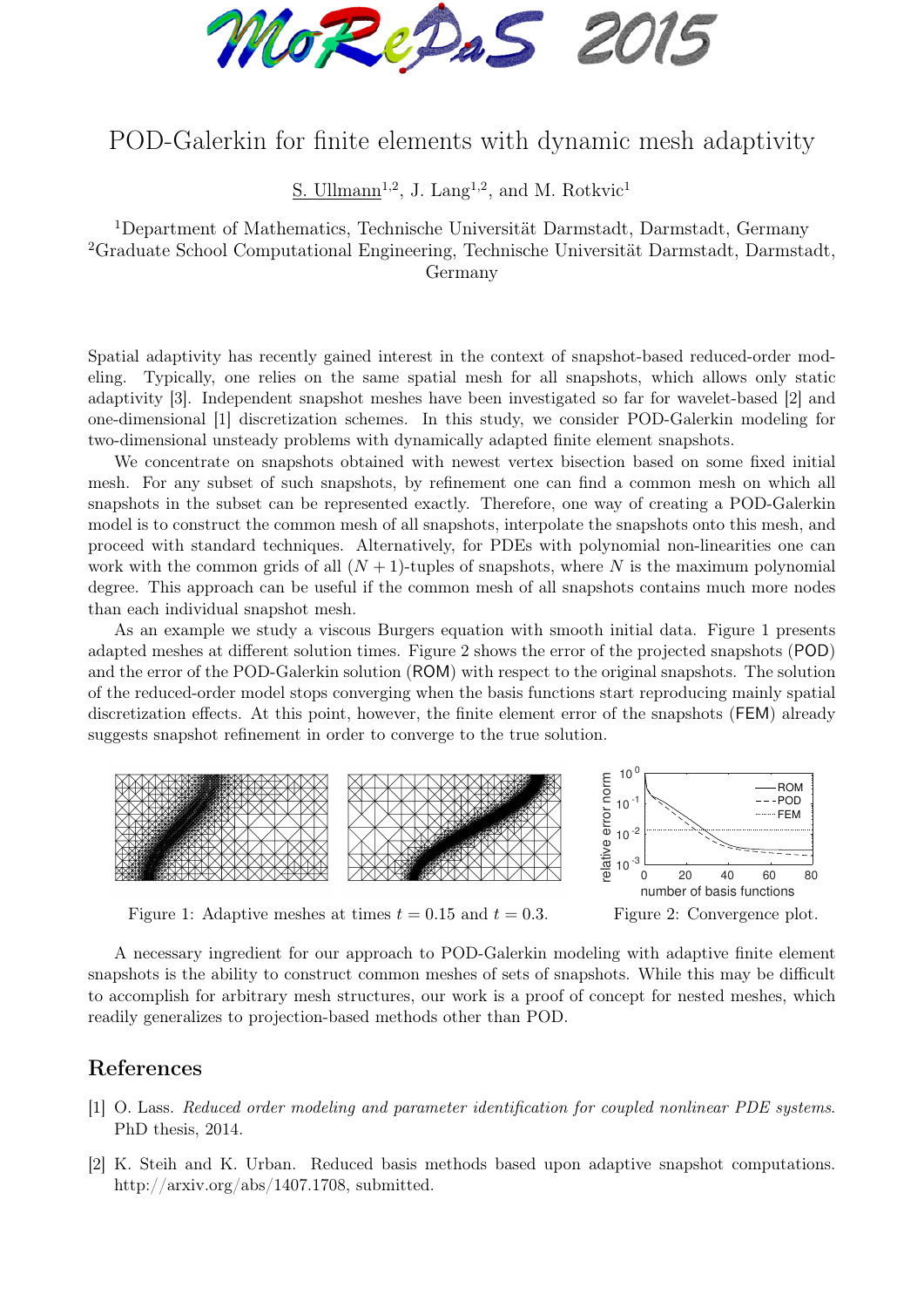# POD-Galerkin for finite elements with dynamic mesh adaptivity

S. Ullmann[1,2], J. Lang[1,2], and M. Rotkvic[1]

[1]Department of Mathematics, Technische Universität Darmstadt, Darmstadt, Germany
[2]Graduate School Computational Engineering, Technische Universität Darmstadt, Darmstadt, Germany

Spatial adaptivity has recently gained interest in the context of snapshot-based reduced-order modeling. Typically, one relies on the same spatial mesh for all snapshots, which allows only static adaptivity [3]. Independent snapshot meshes have been investigated so far for wavelet-based [2] and one-dimensional [1] discretization schemes. In this study, we consider POD-Galerkin modeling for two-dimensional unsteady problems with dynamically adapted finite element snapshots.

We concentrate on snapshots obtained with newest vertex bisection based on some fixed initial mesh. For any subset of such snapshots, by refinement one can find a common mesh on which all snapshots in the subset can be represented exactly. Therefore, one way of creating a POD-Galerkin model is to construct the common mesh of all snapshots, interpolate the snapshots onto this mesh, and proceed with standard techniques. Alternatively, for PDEs with polynomial non-linearities one can work with the common grids of all $(N+1)$-tuples of snapshots, where $N$ is the maximum polynomial degree. This approach can be useful if the common mesh of all snapshots contains much more nodes than each individual snapshot mesh.

As an example we study a viscous Burgers equation with smooth initial data. Figure 1 presents adapted meshes at different solution times. Figure 2 shows the error of the projected snapshots (POD) and the error of the POD-Galerkin solution (ROM) with respect to the original snapshots. The solution of the reduced-order model stops converging when the basis functions start reproducing mainly spatial discretization effects. At this point, however, the finite element error of the snapshots (FEM) already suggests snapshot refinement in order to converge to the true solution.

Figure 1: Adaptive meshes at times $t = 0.15$ and $t = 0.3$.

Figure 2: Convergence plot.

A necessary ingredient for our approach to POD-Galerkin modeling with adaptive finite element snapshots is the ability to construct common meshes of sets of snapshots. While this may be difficult to accomplish for arbitrary mesh structures, our work is a proof of concept for nested meshes, which readily generalizes to projection-based methods other than POD.

## References

[1] O. Lass. *Reduced order modeling and parameter identification for coupled nonlinear PDE systems.* PhD thesis, 2014.

[2] K. Steih and K. Urban. Reduced basis methods based upon adaptive snapshot computations. http://arxiv.org/abs/1407.1708, submitted.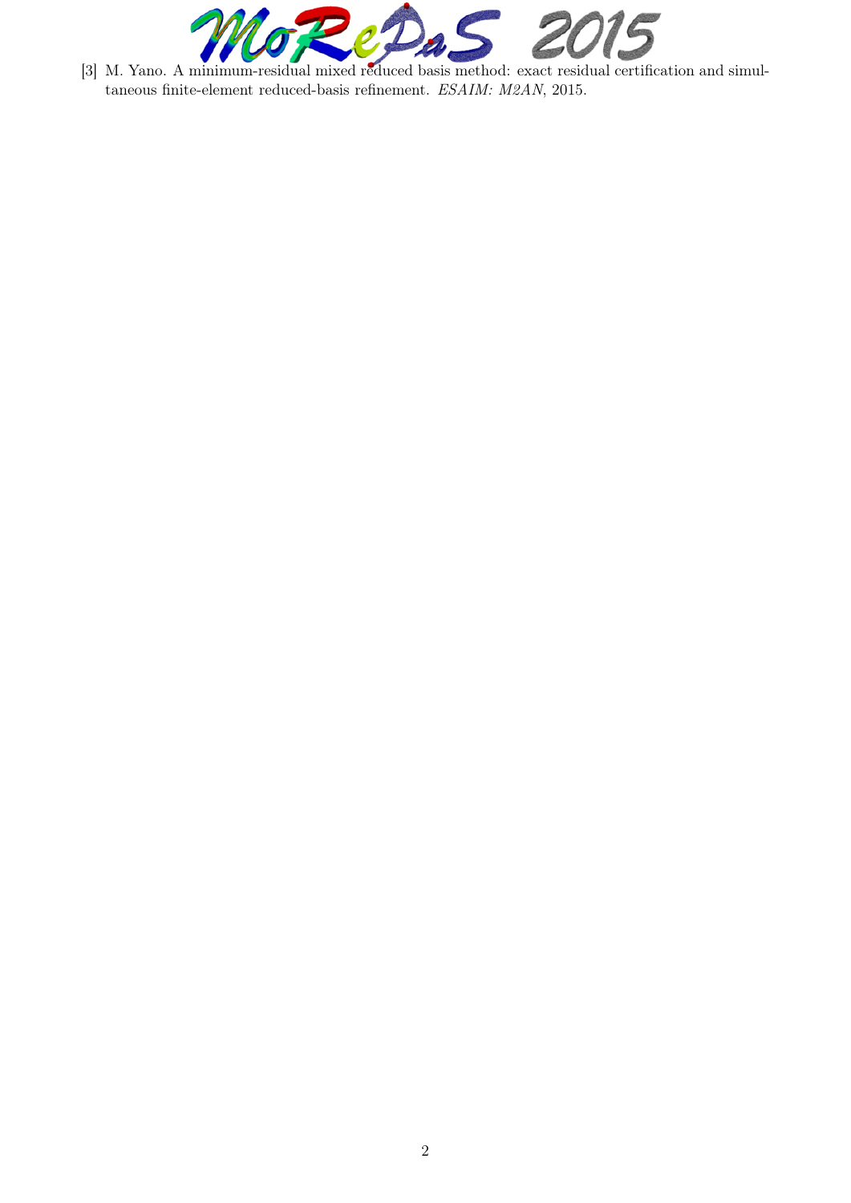[3] M. Yano. A minimum-residual mixed reduced basis method: exact residual certification and simultaneous finite-element reduced-basis refinement. *ESAIM: M2AN*, 2015.